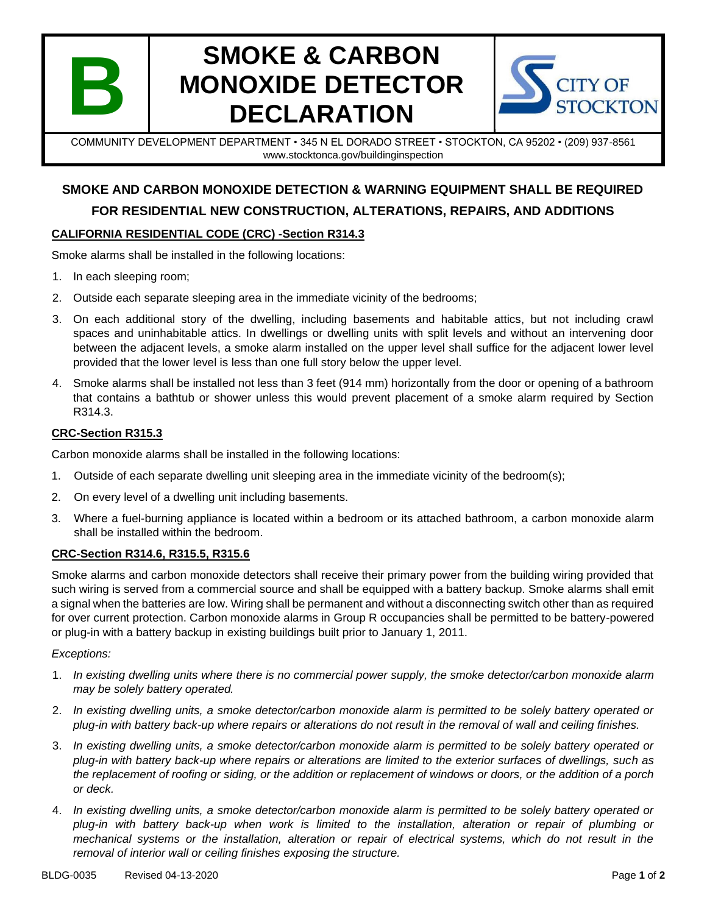# B SMOKE & CARBON MONOXIDE DETECTOR DECLARATION

CITY OF STOCKTON

COMMUNITY DEVELOPMENT DEPARTMENT • 345 N EL DORADO STREET • STOCKTON, CA 95202 • (209) 937-8561
www.stocktonca.gov/buildinginspection

## SMOKE AND CARBON MONOXIDE DETECTION & WARNING EQUIPMENT SHALL BE REQUIRED FOR RESIDENTIAL NEW CONSTRUCTION, ALTERATIONS, REPAIRS, AND ADDITIONS

### CALIFORNIA RESIDENTIAL CODE (CRC) -Section R314.3

Smoke alarms shall be installed in the following locations:

1. In each sleeping room;
2. Outside each separate sleeping area in the immediate vicinity of the bedrooms;
3. On each additional story of the dwelling, including basements and habitable attics, but not including crawl spaces and uninhabitable attics. In dwellings or dwelling units with split levels and without an intervening door between the adjacent levels, a smoke alarm installed on the upper level shall suffice for the adjacent lower level provided that the lower level is less than one full story below the upper level.
4. Smoke alarms shall be installed not less than 3 feet (914 mm) horizontally from the door or opening of a bathroom that contains a bathtub or shower unless this would prevent placement of a smoke alarm required by Section R314.3.

### CRC-Section R315.3

Carbon monoxide alarms shall be installed in the following locations:

1. Outside of each separate dwelling unit sleeping area in the immediate vicinity of the bedroom(s);
2. On every level of a dwelling unit including basements.
3. Where a fuel-burning appliance is located within a bedroom or its attached bathroom, a carbon monoxide alarm shall be installed within the bedroom.

### CRC-Section R314.6, R315.5, R315.6

Smoke alarms and carbon monoxide detectors shall receive their primary power from the building wiring provided that such wiring is served from a commercial source and shall be equipped with a battery backup. Smoke alarms shall emit a signal when the batteries are low. Wiring shall be permanent and without a disconnecting switch other than as required for over current protection. Carbon monoxide alarms in Group R occupancies shall be permitted to be battery-powered or plug-in with a battery backup in existing buildings built prior to January 1, 2011.

*Exceptions:*

1. *In existing dwelling units where there is no commercial power supply, the smoke detector/carbon monoxide alarm may be solely battery operated.*
2. *In existing dwelling units, a smoke detector/carbon monoxide alarm is permitted to be solely battery operated or plug-in with battery back-up where repairs or alterations do not result in the removal of wall and ceiling finishes.*
3. *In existing dwelling units, a smoke detector/carbon monoxide alarm is permitted to be solely battery operated or plug-in with battery back-up where repairs or alterations are limited to the exterior surfaces of dwellings, such as the replacement of roofing or siding, or the addition or replacement of windows or doors, or the addition of a porch or deck.*
4. *In existing dwelling units, a smoke detector/carbon monoxide alarm is permitted to be solely battery operated or plug-in with battery back-up when work is limited to the installation, alteration or repair of plumbing or mechanical systems or the installation, alteration or repair of electrical systems, which do not result in the removal of interior wall or ceiling finishes exposing the structure.*

BLDG-0035 Revised 04-13-2020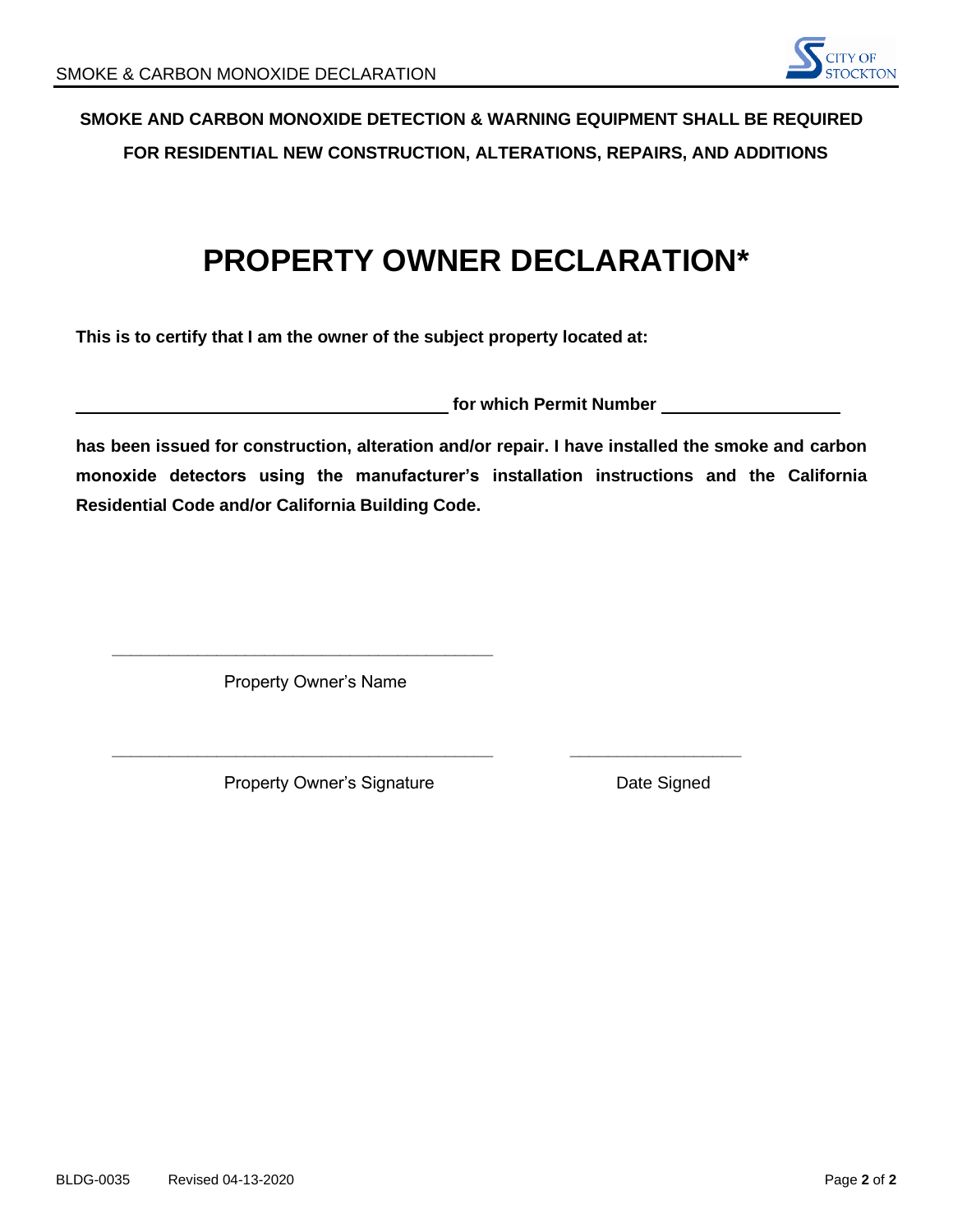**SMOKE AND CARBON MONOXIDE DETECTION & WARNING EQUIPMENT SHALL BE REQUIRED FOR RESIDENTIAL NEW CONSTRUCTION, ALTERATIONS, REPAIRS, AND ADDITIONS**

# PROPERTY OWNER DECLARATION*

**This is to certify that I am the owner of the subject property located at:**

**\_\_\_\_\_\_\_\_\_\_\_\_\_\_\_\_\_\_\_\_\_\_\_\_\_\_\_\_\_\_\_\_\_\_\_\_\_\_\_\_ for which Permit Number \_\_\_\_\_\_\_\_\_\_\_\_\_\_\_\_\_\_**

**has been issued for construction, alteration and/or repair. I have installed the smoke and carbon monoxide detectors using the manufacturer's installation instructions and the California Residential Code and/or California Building Code.**

\_\_\_\_\_\_\_\_\_\_\_\_\_\_\_\_\_\_\_\_\_\_\_\_\_\_\_\_\_\_\_\_\_\_\_\_\_\_\_\_

Property Owner's Name

\_\_\_\_\_\_\_\_\_\_\_\_\_\_\_\_\_\_\_\_\_\_\_\_\_\_\_\_\_\_\_\_\_\_\_\_\_\_\_\_ \_\_\_\_\_\_\_\_\_\_\_\_\_\_\_\_\_\_

Property Owner's Signature Date Signed

BLDG-0035 Revised 04-13-2020